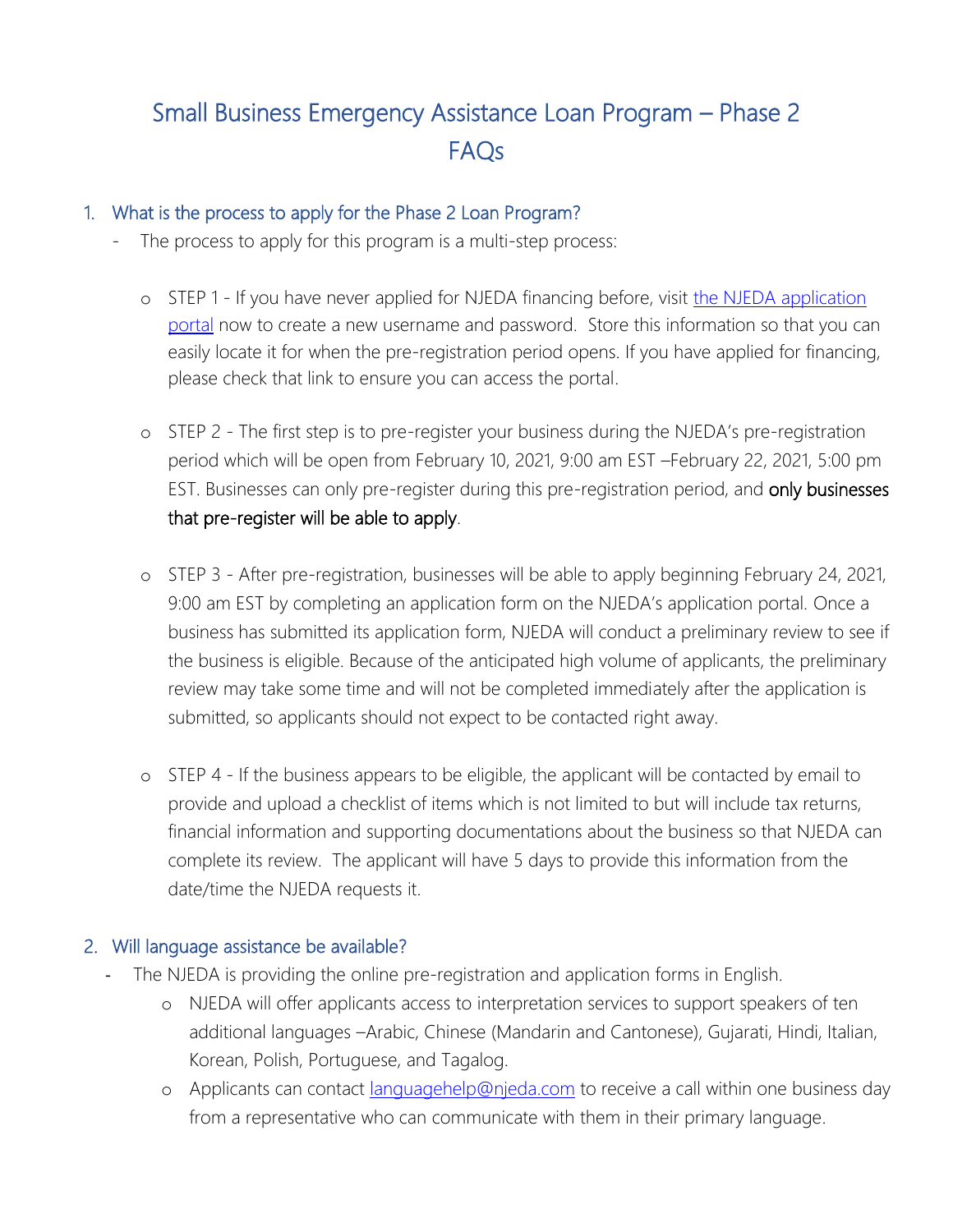# Small Business Emergency Assistance Loan Program – Phase 2 FAQs

## 1. What is the process to apply for the Phase 2 Loan Program?

- The process to apply for this program is a multi-step process:

  - STEP 1 - If you have never applied for NJEDA financing before, visit [the NJEDA application portal](the NJEDA application portal) now to create a new username and password. Store this information so that you can easily locate it for when the pre-registration period opens. If you have applied for financing, please check that link to ensure you can access the portal.

  - STEP 2 - The first step is to pre-register your business during the NJEDA's pre-registration period which will be open from February 10, 2021, 9:00 am EST –February 22, 2021, 5:00 pm EST. Businesses can only pre-register during this pre-registration period, and **only businesses that pre-register will be able to apply**.

  - STEP 3 - After pre-registration, businesses will be able to apply beginning February 24, 2021, 9:00 am EST by completing an application form on the NJEDA's application portal. Once a business has submitted its application form, NJEDA will conduct a preliminary review to see if the business is eligible. Because of the anticipated high volume of applicants, the preliminary review may take some time and will not be completed immediately after the application is submitted, so applicants should not expect to be contacted right away.

  - STEP 4 - If the business appears to be eligible, the applicant will be contacted by email to provide and upload a checklist of items which is not limited to but will include tax returns, financial information and supporting documentations about the business so that NJEDA can complete its review. The applicant will have 5 days to provide this information from the date/time the NJEDA requests it.

## 2. Will language assistance be available?

- The NJEDA is providing the online pre-registration and application forms in English.
  - NJEDA will offer applicants access to interpretation services to support speakers of ten additional languages –Arabic, Chinese (Mandarin and Cantonese), Gujarati, Hindi, Italian, Korean, Polish, Portuguese, and Tagalog.
  - Applicants can contact languagehelp@njeda.com to receive a call within one business day from a representative who can communicate with them in their primary language.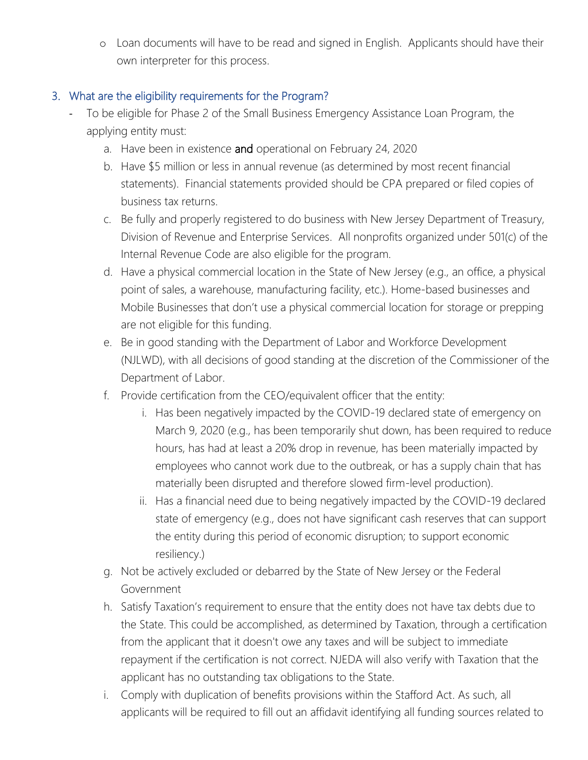- Loan documents will have to be read and signed in English. Applicants should have their own interpreter for this process.

### 3. What are the eligibility requirements for the Program?

- To be eligible for Phase 2 of the Small Business Emergency Assistance Loan Program, the applying entity must:
    a. Have been in existence **and** operational on February 24, 2020
    b. Have $5 million or less in annual revenue (as determined by most recent financial statements). Financial statements provided should be CPA prepared or filed copies of business tax returns.
    c. Be fully and properly registered to do business with New Jersey Department of Treasury, Division of Revenue and Enterprise Services. All nonprofits organized under 501(c) of the Internal Revenue Code are also eligible for the program.
    d. Have a physical commercial location in the State of New Jersey (e.g., an office, a physical point of sales, a warehouse, manufacturing facility, etc.). Home-based businesses and Mobile Businesses that don't use a physical commercial location for storage or prepping are not eligible for this funding.
    e. Be in good standing with the Department of Labor and Workforce Development (NJLWD), with all decisions of good standing at the discretion of the Commissioner of the Department of Labor.
    f. Provide certification from the CEO/equivalent officer that the entity:
        i. Has been negatively impacted by the COVID-19 declared state of emergency on March 9, 2020 (e.g., has been temporarily shut down, has been required to reduce hours, has had at least a 20% drop in revenue, has been materially impacted by employees who cannot work due to the outbreak, or has a supply chain that has materially been disrupted and therefore slowed firm-level production).
        ii. Has a financial need due to being negatively impacted by the COVID-19 declared state of emergency (e.g., does not have significant cash reserves that can support the entity during this period of economic disruption; to support economic resiliency.)
    g. Not be actively excluded or debarred by the State of New Jersey or the Federal Government
    h. Satisfy Taxation's requirement to ensure that the entity does not have tax debts due to the State. This could be accomplished, as determined by Taxation, through a certification from the applicant that it doesn't owe any taxes and will be subject to immediate repayment if the certification is not correct. NJEDA will also verify with Taxation that the applicant has no outstanding tax obligations to the State.
    i. Comply with duplication of benefits provisions within the Stafford Act. As such, all applicants will be required to fill out an affidavit identifying all funding sources related to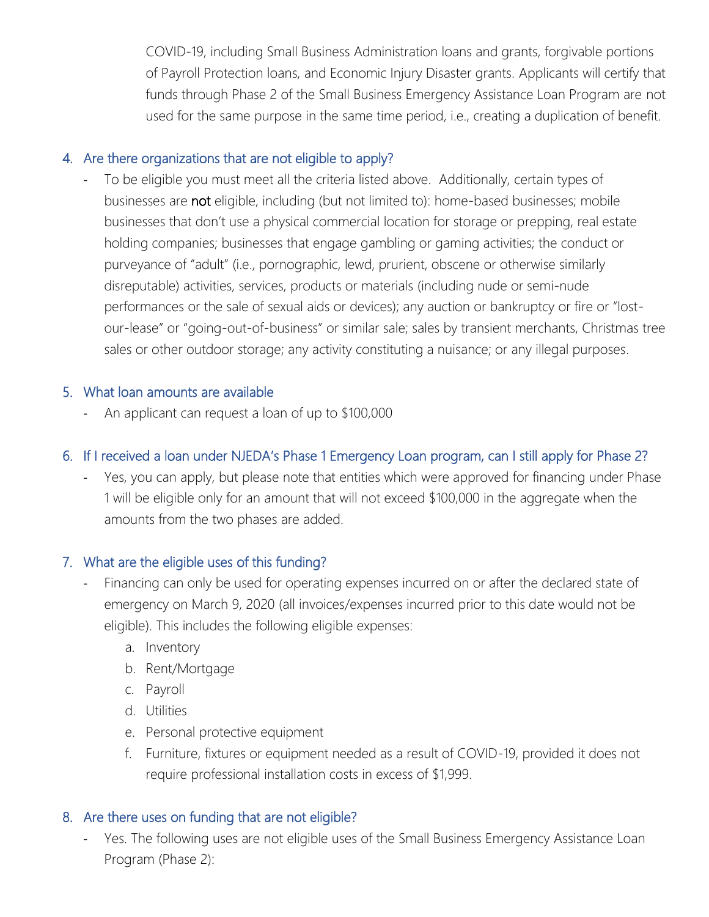COVID-19, including Small Business Administration loans and grants, forgivable portions of Payroll Protection loans, and Economic Injury Disaster grants. Applicants will certify that funds through Phase 2 of the Small Business Emergency Assistance Loan Program are not used for the same purpose in the same time period, i.e., creating a duplication of benefit.

4. Are there organizations that are not eligible to apply?
    - To be eligible you must meet all the criteria listed above. Additionally, certain types of businesses are **not** eligible, including (but not limited to): home-based businesses; mobile businesses that don't use a physical commercial location for storage or prepping, real estate holding companies; businesses that engage gambling or gaming activities; the conduct or purveyance of "adult" (i.e., pornographic, lewd, prurient, obscene or otherwise similarly disreputable) activities, services, products or materials (including nude or semi-nude performances or the sale of sexual aids or devices); any auction or bankruptcy or fire or "lost-our-lease" or "going-out-of-business" or similar sale; sales by transient merchants, Christmas tree sales or other outdoor storage; any activity constituting a nuisance; or any illegal purposes.

5. What loan amounts are available
    - An applicant can request a loan of up to $100,000

6. If I received a loan under NJEDA's Phase 1 Emergency Loan program, can I still apply for Phase 2?
    - Yes, you can apply, but please note that entities which were approved for financing under Phase 1 will be eligible only for an amount that will not exceed $100,000 in the aggregate when the amounts from the two phases are added.

7. What are the eligible uses of this funding?
    - Financing can only be used for operating expenses incurred on or after the declared state of emergency on March 9, 2020 (all invoices/expenses incurred prior to this date would not be eligible). This includes the following eligible expenses:
        a. Inventory
        b. Rent/Mortgage
        c. Payroll
        d. Utilities
        e. Personal protective equipment
        f. Furniture, fixtures or equipment needed as a result of COVID-19, provided it does not require professional installation costs in excess of $1,999.

8. Are there uses on funding that are not eligible?
    - Yes. The following uses are not eligible uses of the Small Business Emergency Assistance Loan Program (Phase 2):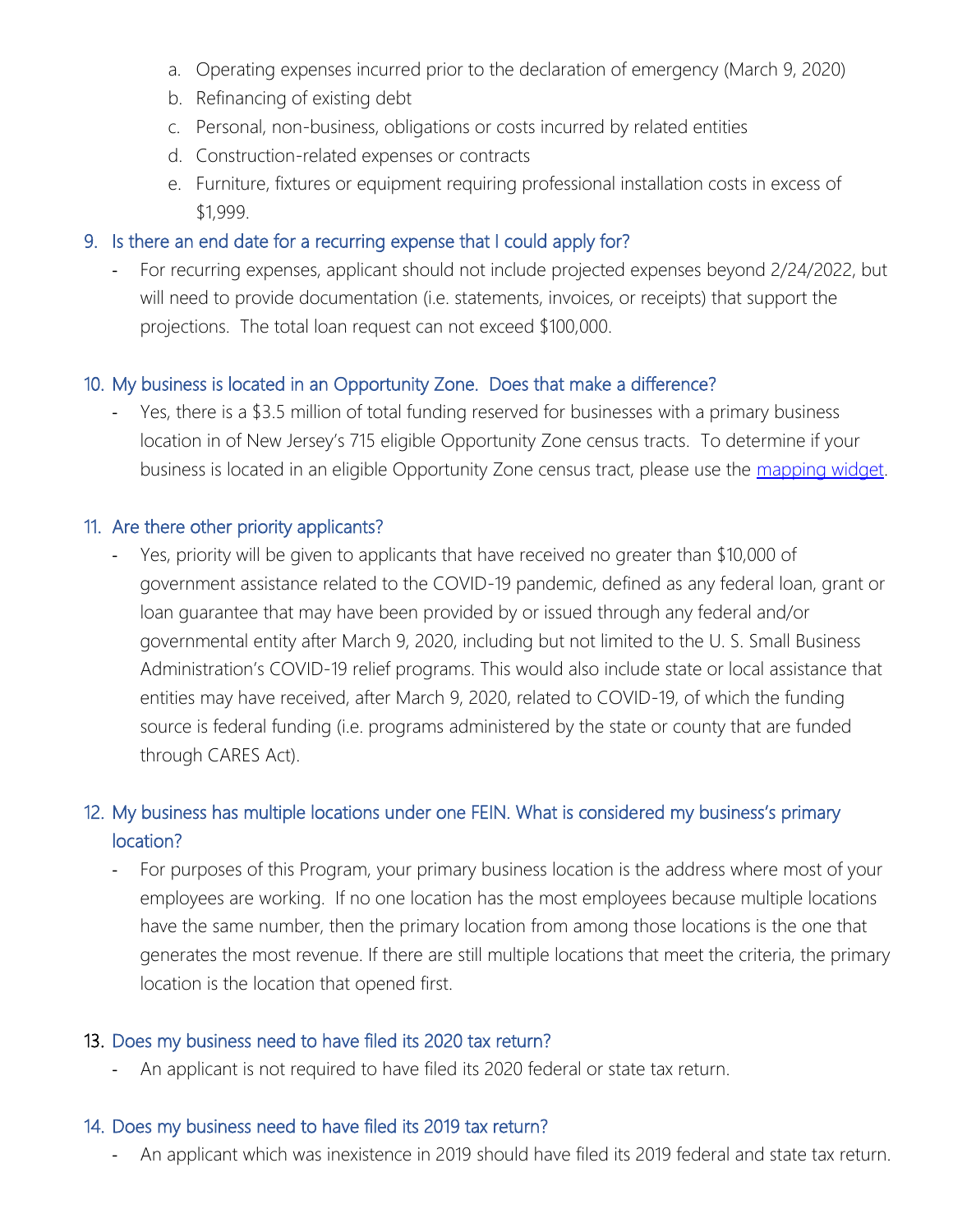a. Operating expenses incurred prior to the declaration of emergency (March 9, 2020)
   b. Refinancing of existing debt
   c. Personal, non-business, obligations or costs incurred by related entities
   d. Construction-related expenses or contracts
   e. Furniture, fixtures or equipment requiring professional installation costs in excess of $1,999.

### 9. Is there an end date for a recurring expense that I could apply for?

- For recurring expenses, applicant should not include projected expenses beyond 2/24/2022, but will need to provide documentation (i.e. statements, invoices, or receipts) that support the projections. The total loan request can not exceed $100,000.

### 10. My business is located in an Opportunity Zone. Does that make a difference?

- Yes, there is a $3.5 million of total funding reserved for businesses with a primary business location in of New Jersey's 715 eligible Opportunity Zone census tracts. To determine if your business is located in an eligible Opportunity Zone census tract, please use the [mapping widget](mapping widget).

### 11. Are there other priority applicants?

- Yes, priority will be given to applicants that have received no greater than $10,000 of government assistance related to the COVID-19 pandemic, defined as any federal loan, grant or loan guarantee that may have been provided by or issued through any federal and/or governmental entity after March 9, 2020, including but not limited to the U. S. Small Business Administration's COVID-19 relief programs. This would also include state or local assistance that entities may have received, after March 9, 2020, related to COVID-19, of which the funding source is federal funding (i.e. programs administered by the state or county that are funded through CARES Act).

### 12. My business has multiple locations under one FEIN. What is considered my business's primary location?

- For purposes of this Program, your primary business location is the address where most of your employees are working. If no one location has the most employees because multiple locations have the same number, then the primary location from among those locations is the one that generates the most revenue. If there are still multiple locations that meet the criteria, the primary location is the location that opened first.

### 13. Does my business need to have filed its 2020 tax return?

- An applicant is not required to have filed its 2020 federal or state tax return.

### 14. Does my business need to have filed its 2019 tax return?

- An applicant which was inexistence in 2019 should have filed its 2019 federal and state tax return.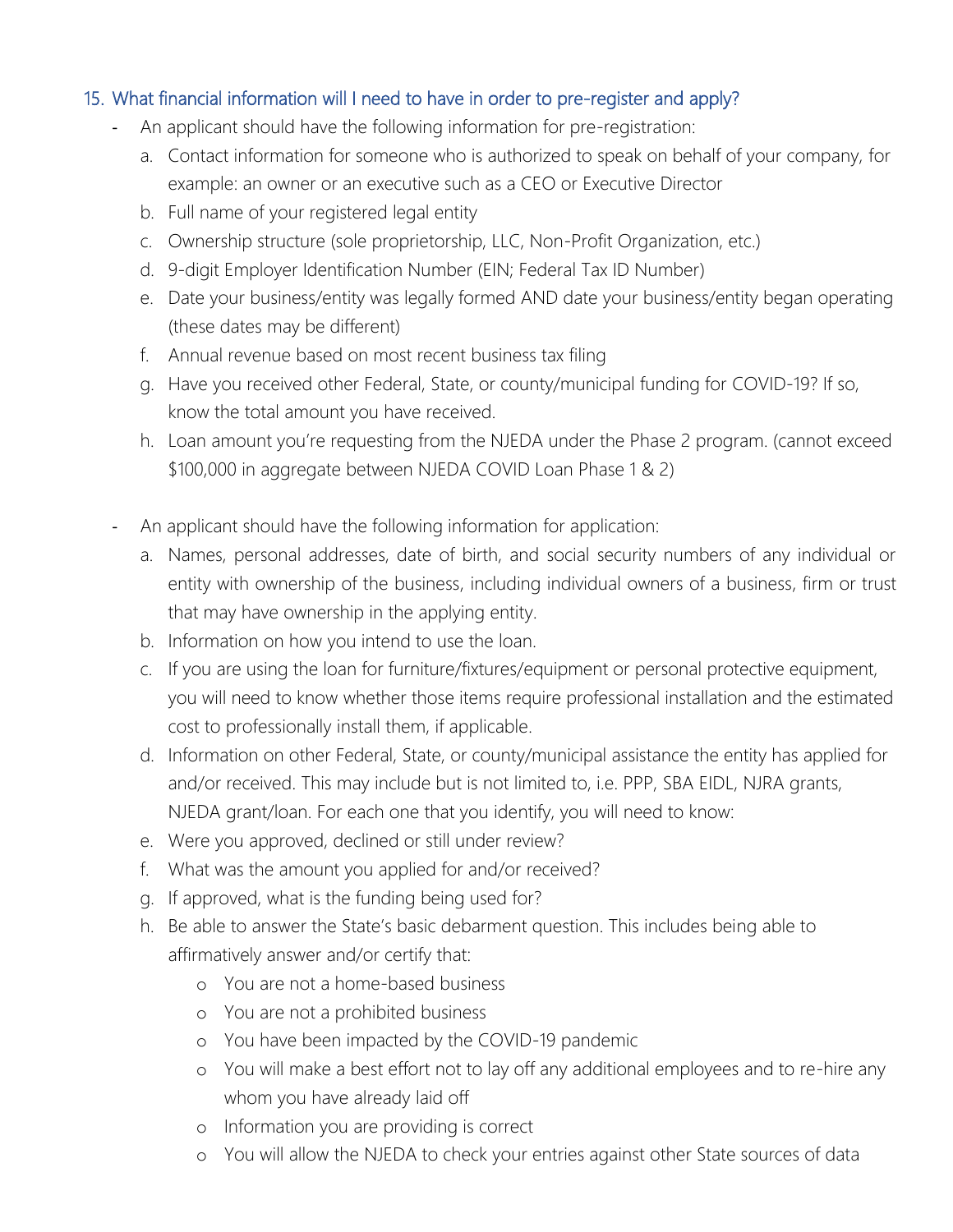### 15. What financial information will I need to have in order to pre-register and apply?

- An applicant should have the following information for pre-registration:
    a. Contact information for someone who is authorized to speak on behalf of your company, for example: an owner or an executive such as a CEO or Executive Director
    b. Full name of your registered legal entity
    c. Ownership structure (sole proprietorship, LLC, Non-Profit Organization, etc.)
    d. 9-digit Employer Identification Number (EIN; Federal Tax ID Number)
    e. Date your business/entity was legally formed AND date your business/entity began operating (these dates may be different)
    f. Annual revenue based on most recent business tax filing
    g. Have you received other Federal, State, or county/municipal funding for COVID-19? If so, know the total amount you have received.
    h. Loan amount you're requesting from the NJEDA under the Phase 2 program. (cannot exceed $100,000 in aggregate between NJEDA COVID Loan Phase 1 & 2)

- An applicant should have the following information for application:
    a. Names, personal addresses, date of birth, and social security numbers of any individual or entity with ownership of the business, including individual owners of a business, firm or trust that may have ownership in the applying entity.
    b. Information on how you intend to use the loan.
    c. If you are using the loan for furniture/fixtures/equipment or personal protective equipment, you will need to know whether those items require professional installation and the estimated cost to professionally install them, if applicable.
    d. Information on other Federal, State, or county/municipal assistance the entity has applied for and/or received. This may include but is not limited to, i.e. PPP, SBA EIDL, NJRA grants, NJEDA grant/loan. For each one that you identify, you will need to know:
    e. Were you approved, declined or still under review?
    f. What was the amount you applied for and/or received?
    g. If approved, what is the funding being used for?
    h. Be able to answer the State's basic debarment question. This includes being able to affirmatively answer and/or certify that:
        - You are not a home-based business
        - You are not a prohibited business
        - You have been impacted by the COVID-19 pandemic
        - You will make a best effort not to lay off any additional employees and to re-hire any whom you have already laid off
        - Information you are providing is correct
        - You will allow the NJEDA to check your entries against other State sources of data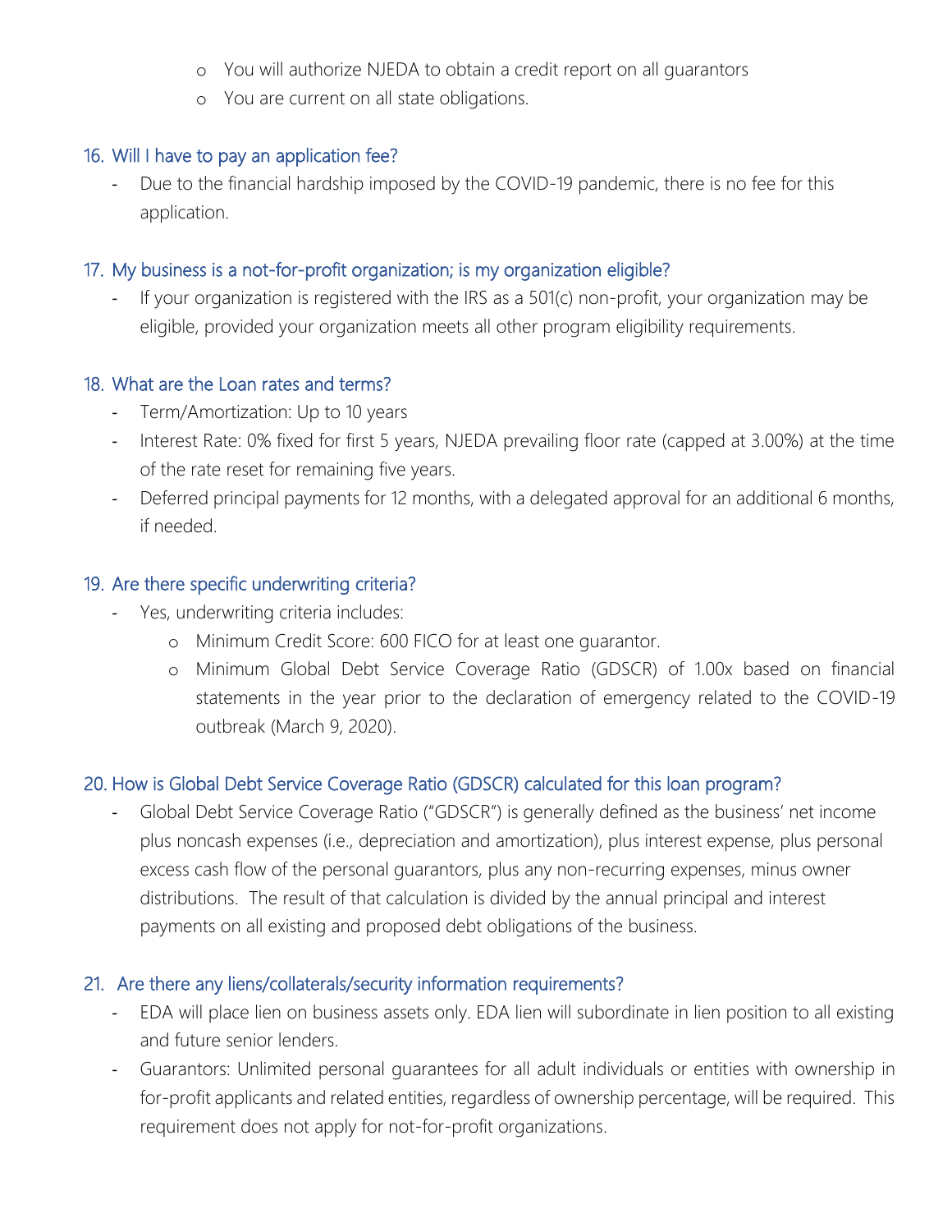- You will authorize NJEDA to obtain a credit report on all guarantors
  - You are current on all state obligations.

### 16. Will I have to pay an application fee?

- Due to the financial hardship imposed by the COVID-19 pandemic, there is no fee for this application.

### 17. My business is a not-for-profit organization; is my organization eligible?

- If your organization is registered with the IRS as a 501(c) non-profit, your organization may be eligible, provided your organization meets all other program eligibility requirements.

### 18. What are the Loan rates and terms?

- Term/Amortization: Up to 10 years
- Interest Rate: 0% fixed for first 5 years, NJEDA prevailing floor rate (capped at 3.00%) at the time of the rate reset for remaining five years.
- Deferred principal payments for 12 months, with a delegated approval for an additional 6 months, if needed.

### 19. Are there specific underwriting criteria?

- Yes, underwriting criteria includes:
  - Minimum Credit Score: 600 FICO for at least one guarantor.
  - Minimum Global Debt Service Coverage Ratio (GDSCR) of 1.00x based on financial statements in the year prior to the declaration of emergency related to the COVID-19 outbreak (March 9, 2020).

### 20. How is Global Debt Service Coverage Ratio (GDSCR) calculated for this loan program?

- Global Debt Service Coverage Ratio ("GDSCR") is generally defined as the business' net income plus noncash expenses (i.e., depreciation and amortization), plus interest expense, plus personal excess cash flow of the personal guarantors, plus any non-recurring expenses, minus owner distributions. The result of that calculation is divided by the annual principal and interest payments on all existing and proposed debt obligations of the business.

### 21. Are there any liens/collaterals/security information requirements?

- EDA will place lien on business assets only. EDA lien will subordinate in lien position to all existing and future senior lenders.
- Guarantors: Unlimited personal guarantees for all adult individuals or entities with ownership in for-profit applicants and related entities, regardless of ownership percentage, will be required. This requirement does not apply for not-for-profit organizations.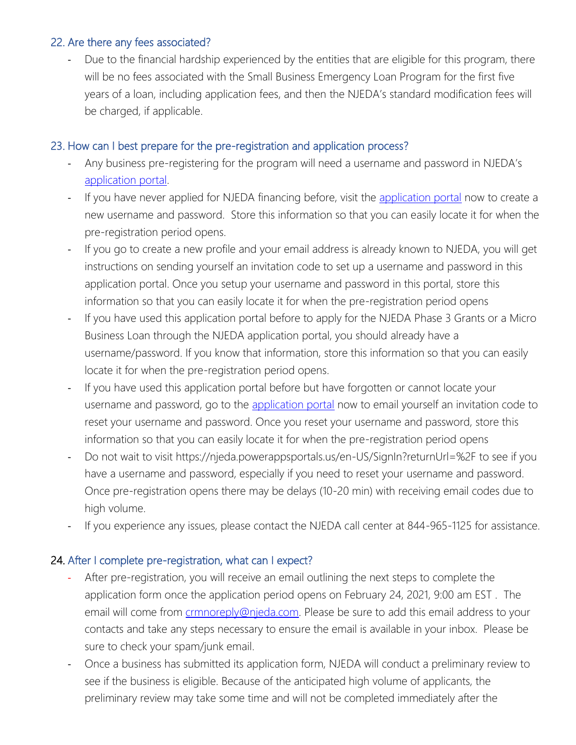## 22. Are there any fees associated?

- Due to the financial hardship experienced by the entities that are eligible for this program, there will be no fees associated with the Small Business Emergency Loan Program for the first five years of a loan, including application fees, and then the NJEDA's standard modification fees will be charged, if applicable.

## 23. How can I best prepare for the pre-registration and application process?

- Any business pre-registering for the program will need a username and password in NJEDA's [application portal](https://njeda.powerappsportals.us/en-US/SignIn?returnUrl=%2F).
- If you have never applied for NJEDA financing before, visit the [application portal](https://njeda.powerappsportals.us/en-US/SignIn?returnUrl=%2F) now to create a new username and password. Store this information so that you can easily locate it for when the pre-registration period opens.
- If you go to create a new profile and your email address is already known to NJEDA, you will get instructions on sending yourself an invitation code to set up a username and password in this application portal. Once you setup your username and password in this portal, store this information so that you can easily locate it for when the pre-registration period opens
- If you have used this application portal before to apply for the NJEDA Phase 3 Grants or a Micro Business Loan through the NJEDA application portal, you should already have a username/password. If you know that information, store this information so that you can easily locate it for when the pre-registration period opens.
- If you have used this application portal before but have forgotten or cannot locate your username and password, go to the [application portal](https://njeda.powerappsportals.us/en-US/SignIn?returnUrl=%2F) now to email yourself an invitation code to reset your username and password. Once you reset your username and password, store this information so that you can easily locate it for when the pre-registration period opens
- Do not wait to visit https://njeda.powerappsportals.us/en-US/SignIn?returnUrl=%2F to see if you have a username and password, especially if you need to reset your username and password. Once pre-registration opens there may be delays (10-20 min) with receiving email codes due to high volume.
- If you experience any issues, please contact the NJEDA call center at 844-965-1125 for assistance.

## 24. After I complete pre-registration, what can I expect?

- After pre-registration, you will receive an email outlining the next steps to complete the application form once the application period opens on February 24, 2021, 9:00 am EST . The email will come from [crmnoreply@njeda.com](mailto:crmnoreply@njeda.com). Please be sure to add this email address to your contacts and take any steps necessary to ensure the email is available in your inbox. Please be sure to check your spam/junk email.
- Once a business has submitted its application form, NJEDA will conduct a preliminary review to see if the business is eligible. Because of the anticipated high volume of applicants, the preliminary review may take some time and will not be completed immediately after the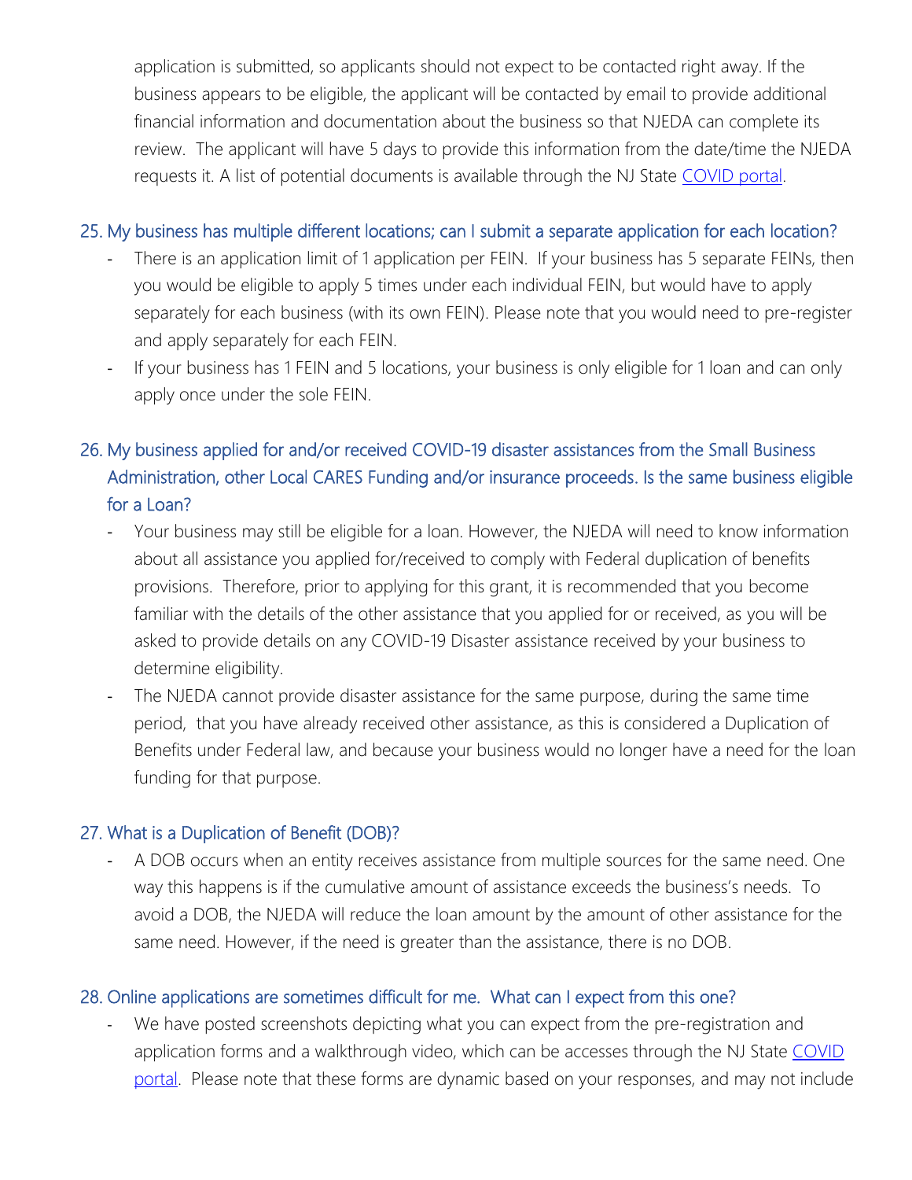application is submitted, so applicants should not expect to be contacted right away. If the business appears to be eligible, the applicant will be contacted by email to provide additional financial information and documentation about the business so that NJEDA can complete its review. The applicant will have 5 days to provide this information from the date/time the NJEDA requests it. A list of potential documents is available through the NJ State COVID portal.

### 25. My business has multiple different locations; can I submit a separate application for each location?

- There is an application limit of 1 application per FEIN. If your business has 5 separate FEINs, then you would be eligible to apply 5 times under each individual FEIN, but would have to apply separately for each business (with its own FEIN). Please note that you would need to pre-register and apply separately for each FEIN.
- If your business has 1 FEIN and 5 locations, your business is only eligible for 1 loan and can only apply once under the sole FEIN.

### 26. My business applied for and/or received COVID-19 disaster assistances from the Small Business Administration, other Local CARES Funding and/or insurance proceeds. Is the same business eligible for a Loan?

- Your business may still be eligible for a loan. However, the NJEDA will need to know information about all assistance you applied for/received to comply with Federal duplication of benefits provisions. Therefore, prior to applying for this grant, it is recommended that you become familiar with the details of the other assistance that you applied for or received, as you will be asked to provide details on any COVID-19 Disaster assistance received by your business to determine eligibility.
- The NJEDA cannot provide disaster assistance for the same purpose, during the same time period, that you have already received other assistance, as this is considered a Duplication of Benefits under Federal law, and because your business would no longer have a need for the loan funding for that purpose.

### 27. What is a Duplication of Benefit (DOB)?

- A DOB occurs when an entity receives assistance from multiple sources for the same need. One way this happens is if the cumulative amount of assistance exceeds the business's needs. To avoid a DOB, the NJEDA will reduce the loan amount by the amount of other assistance for the same need. However, if the need is greater than the assistance, there is no DOB.

### 28. Online applications are sometimes difficult for me. What can I expect from this one?

- We have posted screenshots depicting what you can expect from the pre-registration and application forms and a walkthrough video, which can be accesses through the NJ State COVID portal. Please note that these forms are dynamic based on your responses, and may not include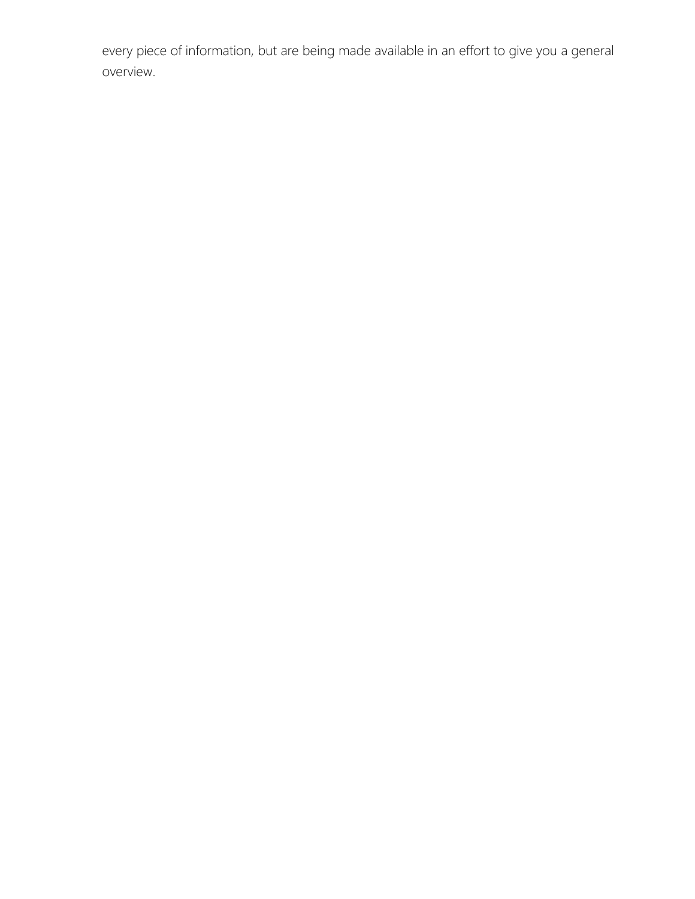every piece of information, but are being made available in an effort to give you a general overview.